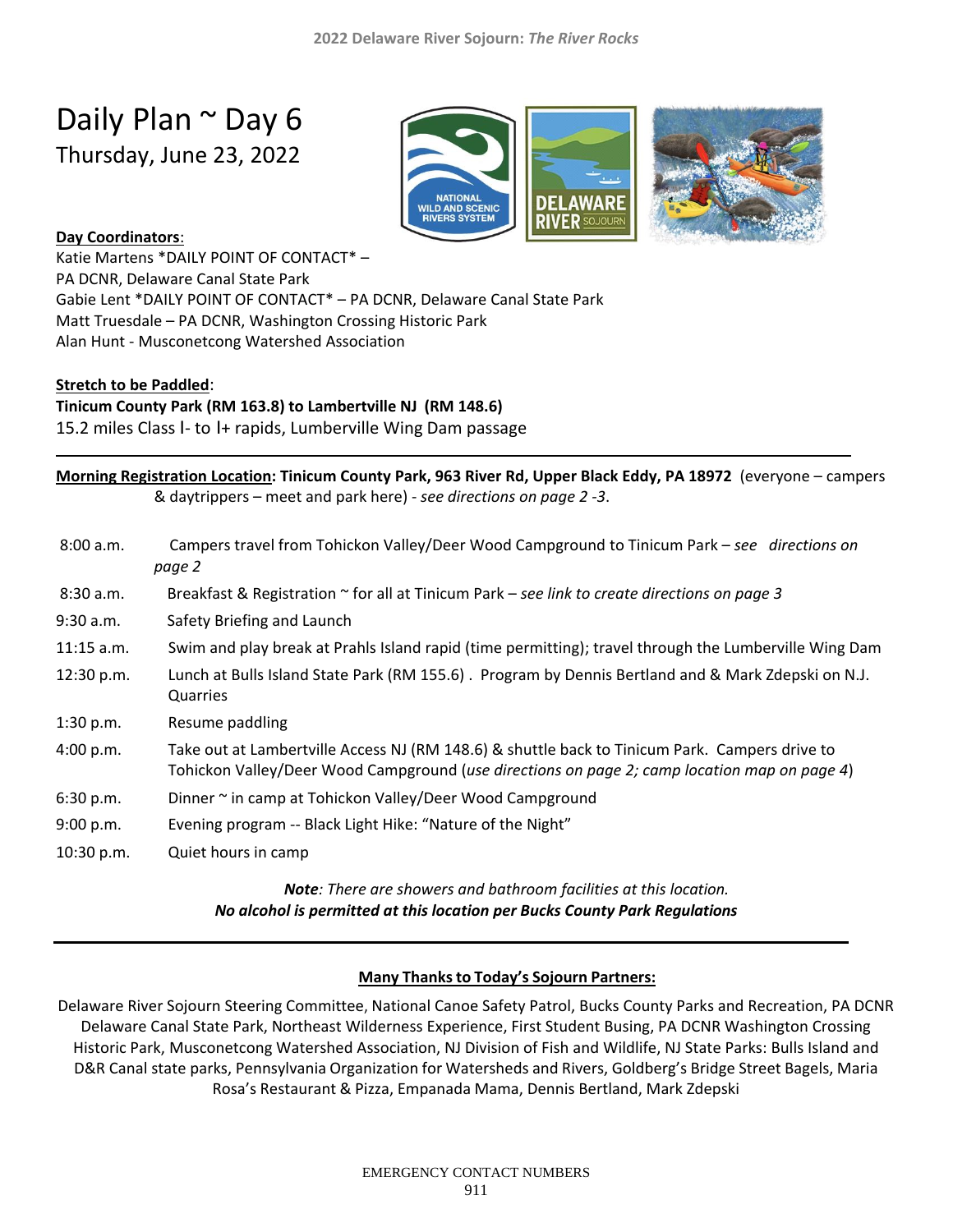# Daily Plan ~ Day 6

Thursday, June 23, 2022

**Day Coordinators**:

Katie Martens *DAILY POINT OF CONTACT* – PA DCNR, Delaware Canal State Park
Gabie Lent *DAILY POINT OF CONTACT* – PA DCNR, Delaware Canal State Park
Matt Truesdale – PA DCNR, Washington Crossing Historic Park
Alan Hunt - Musconetcong Watershed Association

**Stretch to be Paddled**:
**Tinicum County Park (RM 163.8) to Lambertville NJ (RM 148.6)**
15.2 miles Class I- to I+ rapids, Lumberville Wing Dam passage

---

**Morning Registration Location: Tinicum County Park, 963 River Rd, Upper Black Eddy, PA 18972** (everyone – campers & daytrippers – meet and park here) - *see directions on page 2 -3*.

| | |
|---|---|
| 8:00 a.m. | Campers travel from Tohickon Valley/Deer Wood Campground to Tinicum Park – *see directions on page 2* |
| 8:30 a.m. | Breakfast & Registration ~ for all at Tinicum Park – *see link to create directions on page 3* |
| 9:30 a.m. | Safety Briefing and Launch |
| 11:15 a.m. | Swim and play break at Prahls Island rapid (time permitting); travel through the Lumberville Wing Dam |
| 12:30 p.m. | Lunch at Bulls Island State Park (RM 155.6) . Program by Dennis Bertland and & Mark Zdepski on N.J. Quarries |
| 1:30 p.m. | Resume paddling |
| 4:00 p.m. | Take out at Lambertville Access NJ (RM 148.6) & shuttle back to Tinicum Park. Campers drive to Tohickon Valley/Deer Wood Campground (*use directions on page 2; camp location map on page 4*) |
| 6:30 p.m. | Dinner ~ in camp at Tohickon Valley/Deer Wood Campground |
| 9:00 p.m. | Evening program -- Black Light Hike: "Nature of the Night" |
| 10:30 p.m. | Quiet hours in camp |

***Note**: There are showers and bathroom facilities at this location.*
***No alcohol is permitted at this location per Bucks County Park Regulations***

---

**Many Thanks to Today's Sojourn Partners:**

Delaware River Sojourn Steering Committee, National Canoe Safety Patrol, Bucks County Parks and Recreation, PA DCNR Delaware Canal State Park, Northeast Wilderness Experience, First Student Busing, PA DCNR Washington Crossing Historic Park, Musconetcong Watershed Association, NJ Division of Fish and Wildlife, NJ State Parks: Bulls Island and D&R Canal state parks, Pennsylvania Organization for Watersheds and Rivers, Goldberg's Bridge Street Bagels, Maria Rosa's Restaurant & Pizza, Empanada Mama, Dennis Bertland, Mark Zdepski

EMERGENCY CONTACT NUMBERS
911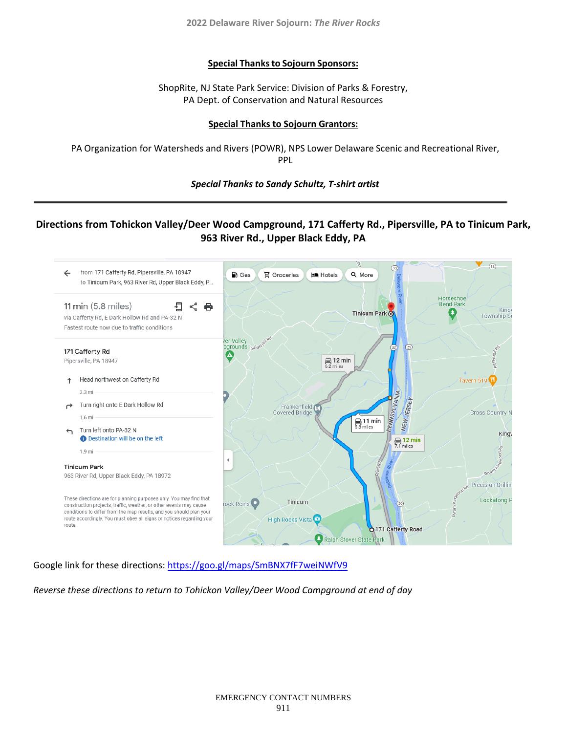## Special Thanks to Sojourn Sponsors:

ShopRite, NJ State Park Service: Division of Parks & Forestry,
PA Dept. of Conservation and Natural Resources

## Special Thanks to Sojourn Grantors:

PA Organization for Watersheds and Rivers (POWR), NPS Lower Delaware Scenic and Recreational River, PPL

***Special Thanks to Sandy Schultz, T-shirt artist***

---

## Directions from Tohickon Valley/Deer Wood Campground, 171 Cafferty Rd., Pipersville, PA to Tinicum Park, 963 River Rd., Upper Black Eddy, PA

from 171 Cafferty Rd, Pipersville, PA 18947
to Tinicum Park, 963 River Rd, Upper Black Eddy, P...

11 min (5.8 miles)
via Cafferty Rd, E Dark Hollow Rd and PA-32 N
Fastest route now due to traffic conditions

**171 Cafferty Rd**
Pipersville, PA 18947

- Head northwest on Cafferty Rd
  2.3 mi
- Turn right onto E Dark Hollow Rd
  1.6 mi
- Turn left onto PA-32 N
  Destination will be on the left
  1.9 mi

**Tinicum Park**
963 River Rd, Upper Black Eddy, PA 18972

These directions are for planning purposes only. You may find that construction projects, traffic, weather, or other events may cause conditions to differ from the map results, and you should plan your route accordingly. You must obey all signs or notices regarding your route.

Google link for these directions: https://goo.gl/maps/SmBNX7fF7weiNWfV9

*Reverse these directions to return to Tohickon Valley/Deer Wood Campground at end of day*

EMERGENCY CONTACT NUMBERS
911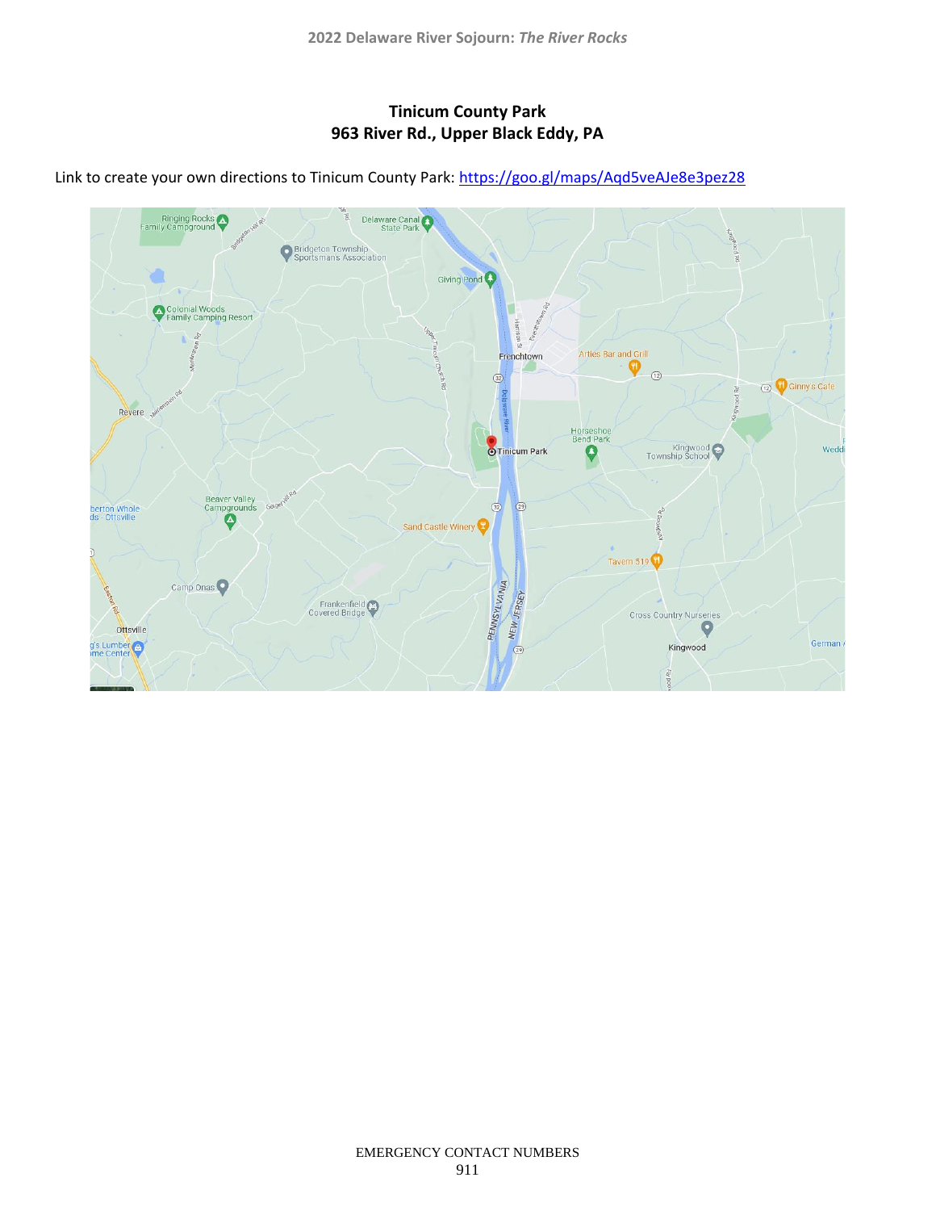**Tinicum County Park**
**963 River Rd., Upper Black Eddy, PA**

Link to create your own directions to Tinicum County Park: [https://goo.gl/maps/Aqd5veAJe8e3pez28](https://goo.gl/maps/Aqd5veAJe8e3pez28)

EMERGENCY CONTACT NUMBERS
911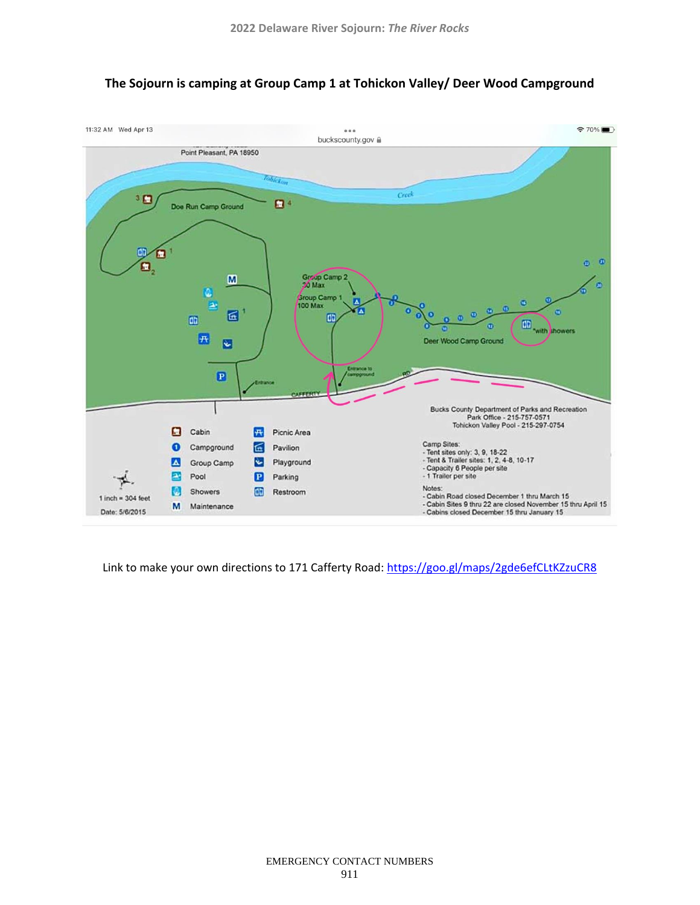**The Sojourn is camping at Group Camp 1 at Tohickon Valley/ Deer Wood Campground**

Point Pleasant, PA 18950

Tohickon Creek

Doe Run Camp Ground

Group Camp 2
30 Max

Group Camp 1
100 Max

*with showers

Deer Wood Camp Ground

Entrance

Entrance to campground

CAFFERTY RD

Cabin
Campground
Group Camp
Pool
Showers
Maintenance

Picnic Area
Pavilion
Playground
Parking
Restroom

1 inch = 304 feet

Date: 5/6/2015

Bucks County Department of Parks and Recreation
Park Office - 215-757-0571
Tohickon Valley Pool - 215-297-0754

Camp Sites:
- Tent sites only: 3, 9, 18-22
- Tent & Trailer sites: 1, 2, 4-8, 10-17
- Capacity 6 People per site
- 1 Trailer per site

Notes:
- Cabin Road closed December 1 thru March 15
- Cabin Sites 9 thru 22 are closed November 15 thru April 15
- Cabins closed December 15 thru January 15

Link to make your own directions to 171 Cafferty Road: https://goo.gl/maps/2gde6efCLtKZzuCR8

EMERGENCY CONTACT NUMBERS
911